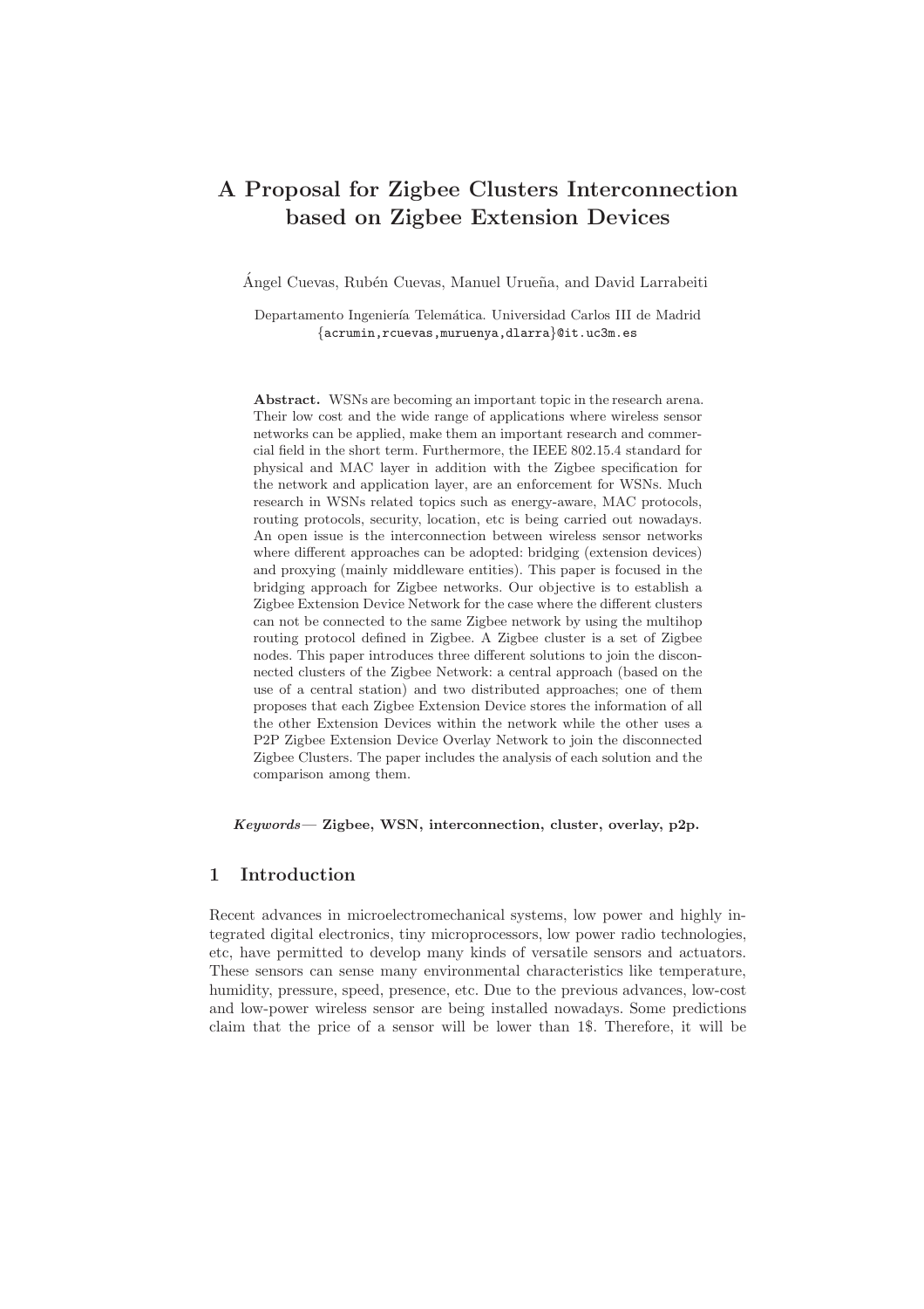# A Proposal for Zigbee Clusters Interconnection based on Zigbee Extension Devices

Ángel Cuevas, Rubén Cuevas, Manuel Urueña, and David Larrabeiti

Departamento Ingeniería Telemática. Universidad Carlos III de Madrid
{acrumin,rcuevas,muruenya,dlarra}@it.uc3m.es

**Abstract.** WSNs are becoming an important topic in the research arena. Their low cost and the wide range of applications where wireless sensor networks can be applied, make them an important research and commercial field in the short term. Furthermore, the IEEE 802.15.4 standard for physical and MAC layer in addition with the Zigbee specification for the network and application layer, are an enforcement for WSNs. Much research in WSNs related topics such as energy-aware, MAC protocols, routing protocols, security, location, etc is being carried out nowadays. An open issue is the interconnection between wireless sensor networks where different approaches can be adopted: bridging (extension devices) and proxying (mainly middleware entities). This paper is focused in the bridging approach for Zigbee networks. Our objective is to establish a Zigbee Extension Device Network for the case where the different clusters can not be connected to the same Zigbee network by using the multihop routing protocol defined in Zigbee. A Zigbee cluster is a set of Zigbee nodes. This paper introduces three different solutions to join the disconnected clusters of the Zigbee Network: a central approach (based on the use of a central station) and two distributed approaches; one of them proposes that each Zigbee Extension Device stores the information of all the other Extension Devices within the network while the other uses a P2P Zigbee Extension Device Overlay Network to join the disconnected Zigbee Clusters. The paper includes the analysis of each solution and the comparison among them.

***Keywords*— Zigbee, WSN, interconnection, cluster, overlay, p2p.**

## 1 Introduction

Recent advances in microelectromechanical systems, low power and highly integrated digital electronics, tiny microprocessors, low power radio technologies, etc, have permitted to develop many kinds of versatile sensors and actuators. These sensors can sense many environmental characteristics like temperature, humidity, pressure, speed, presence, etc. Due to the previous advances, low-cost and low-power wireless sensor are being installed nowadays. Some predictions claim that the price of a sensor will be lower than 1$. Therefore, it will be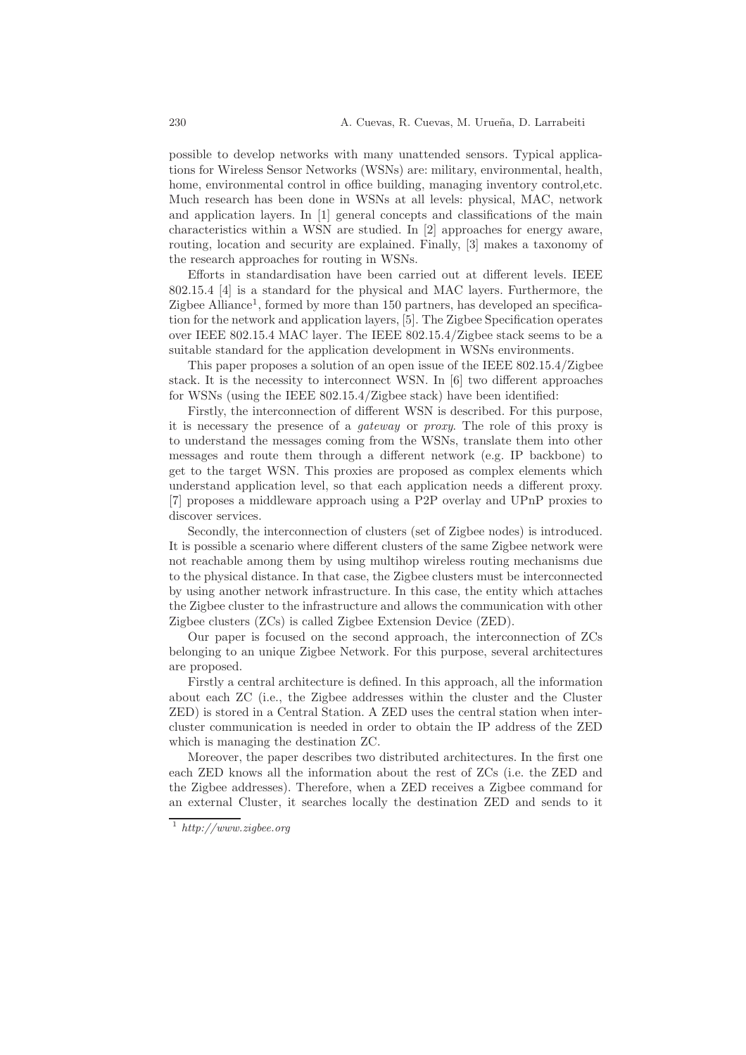possible to develop networks with many unattended sensors. Typical applications for Wireless Sensor Networks (WSNs) are: military, environmental, health, home, environmental control in office building, managing inventory control,etc. Much research has been done in WSNs at all levels: physical, MAC, network and application layers. In [1] general concepts and classifications of the main characteristics within a WSN are studied. In [2] approaches for energy aware, routing, location and security are explained. Finally, [3] makes a taxonomy of the research approaches for routing in WSNs.

Efforts in standardisation have been carried out at different levels. IEEE 802.15.4 [4] is a standard for the physical and MAC layers. Furthermore, the Zigbee Alliance[1], formed by more than 150 partners, has developed an specification for the network and application layers, [5]. The Zigbee Specification operates over IEEE 802.15.4 MAC layer. The IEEE 802.15.4/Zigbee stack seems to be a suitable standard for the application development in WSNs environments.

This paper proposes a solution of an open issue of the IEEE 802.15.4/Zigbee stack. It is the necessity to interconnect WSN. In [6] two different approaches for WSNs (using the IEEE 802.15.4/Zigbee stack) have been identified:

Firstly, the interconnection of different WSN is described. For this purpose, it is necessary the presence of a *gateway* or *proxy*. The role of this proxy is to understand the messages coming from the WSNs, translate them into other messages and route them through a different network (e.g. IP backbone) to get to the target WSN. This proxies are proposed as complex elements which understand application level, so that each application needs a different proxy. [7] proposes a middleware approach using a P2P overlay and UPnP proxies to discover services.

Secondly, the interconnection of clusters (set of Zigbee nodes) is introduced. It is possible a scenario where different clusters of the same Zigbee network were not reachable among them by using multihop wireless routing mechanisms due to the physical distance. In that case, the Zigbee clusters must be interconnected by using another network infrastructure. In this case, the entity which attaches the Zigbee cluster to the infrastructure and allows the communication with other Zigbee clusters (ZCs) is called Zigbee Extension Device (ZED).

Our paper is focused on the second approach, the interconnection of ZCs belonging to an unique Zigbee Network. For this purpose, several architectures are proposed.

Firstly a central architecture is defined. In this approach, all the information about each ZC (i.e., the Zigbee addresses within the cluster and the Cluster ZED) is stored in a Central Station. A ZED uses the central station when inter-cluster communication is needed in order to obtain the IP address of the ZED which is managing the destination ZC.

Moreover, the paper describes two distributed architectures. In the first one each ZED knows all the information about the rest of ZCs (i.e. the ZED and the Zigbee addresses). Therefore, when a ZED receives a Zigbee command for an external Cluster, it searches locally the destination ZED and sends to it

[1] *http://www.zigbee.org*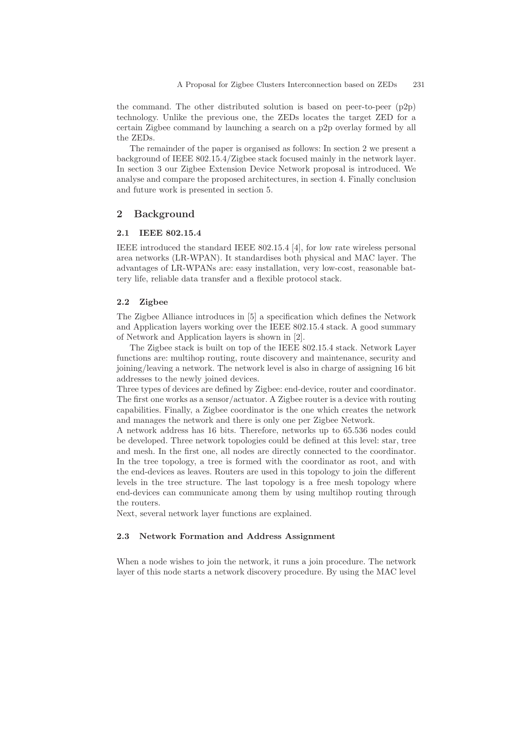the command. The other distributed solution is based on peer-to-peer (p2p) technology. Unlike the previous one, the ZEDs locates the target ZED for a certain Zigbee command by launching a search on a p2p overlay formed by all the ZEDs.

The remainder of the paper is organised as follows: In section 2 we present a background of IEEE 802.15.4/Zigbee stack focused mainly in the network layer. In section 3 our Zigbee Extension Device Network proposal is introduced. We analyse and compare the proposed architectures, in section 4. Finally conclusion and future work is presented in section 5.

## 2 Background

### 2.1 IEEE 802.15.4

IEEE introduced the standard IEEE 802.15.4 [4], for low rate wireless personal area networks (LR-WPAN). It standardises both physical and MAC layer. The advantages of LR-WPANs are: easy installation, very low-cost, reasonable battery life, reliable data transfer and a flexible protocol stack.

### 2.2 Zigbee

The Zigbee Alliance introduces in [5] a specification which defines the Network and Application layers working over the IEEE 802.15.4 stack. A good summary of Network and Application layers is shown in [2].

The Zigbee stack is built on top of the IEEE 802.15.4 stack. Network Layer functions are: multihop routing, route discovery and maintenance, security and joining/leaving a network. The network level is also in charge of assigning 16 bit addresses to the newly joined devices.

Three types of devices are defined by Zigbee: end-device, router and coordinator. The first one works as a sensor/actuator. A Zigbee router is a device with routing capabilities. Finally, a Zigbee coordinator is the one which creates the network and manages the network and there is only one per Zigbee Network.

A network address has 16 bits. Therefore, networks up to 65.536 nodes could be developed. Three network topologies could be defined at this level: star, tree and mesh. In the first one, all nodes are directly connected to the coordinator. In the tree topology, a tree is formed with the coordinator as root, and with the end-devices as leaves. Routers are used in this topology to join the different levels in the tree structure. The last topology is a free mesh topology where end-devices can communicate among them by using multihop routing through the routers.

Next, several network layer functions are explained.

### 2.3 Network Formation and Address Assignment

When a node wishes to join the network, it runs a join procedure. The network layer of this node starts a network discovery procedure. By using the MAC level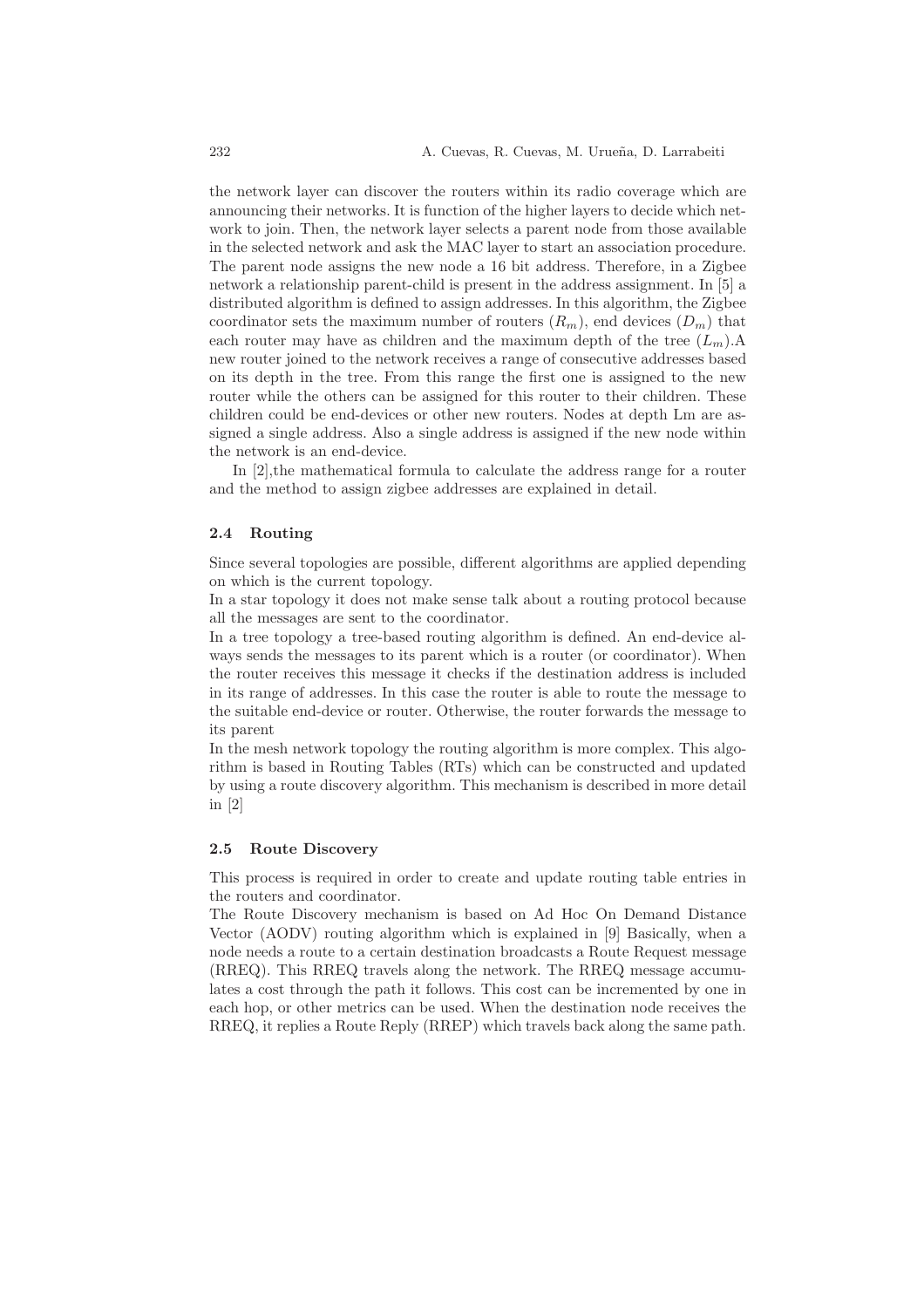the network layer can discover the routers within its radio coverage which are announcing their networks. It is function of the higher layers to decide which network to join. Then, the network layer selects a parent node from those available in the selected network and ask the MAC layer to start an association procedure. The parent node assigns the new node a 16 bit address. Therefore, in a Zigbee network a relationship parent-child is present in the address assignment. In [5] a distributed algorithm is defined to assign addresses. In this algorithm, the Zigbee coordinator sets the maximum number of routers ($R_m$), end devices ($D_m$) that each router may have as children and the maximum depth of the tree ($L_m$).A new router joined to the network receives a range of consecutive addresses based on its depth in the tree. From this range the first one is assigned to the new router while the others can be assigned for this router to their children. These children could be end-devices or other new routers. Nodes at depth Lm are assigned a single address. Also a single address is assigned if the new node within the network is an end-device.

In [2],the mathematical formula to calculate the address range for a router and the method to assign zigbee addresses are explained in detail.

### 2.4 Routing

Since several topologies are possible, different algorithms are applied depending on which is the current topology.

In a star topology it does not make sense talk about a routing protocol because all the messages are sent to the coordinator.

In a tree topology a tree-based routing algorithm is defined. An end-device always sends the messages to its parent which is a router (or coordinator). When the router receives this message it checks if the destination address is included in its range of addresses. In this case the router is able to route the message to the suitable end-device or router. Otherwise, the router forwards the message to its parent

In the mesh network topology the routing algorithm is more complex. This algorithm is based in Routing Tables (RTs) which can be constructed and updated by using a route discovery algorithm. This mechanism is described in more detail in [2]

### 2.5 Route Discovery

This process is required in order to create and update routing table entries in the routers and coordinator.

The Route Discovery mechanism is based on Ad Hoc On Demand Distance Vector (AODV) routing algorithm which is explained in [9] Basically, when a node needs a route to a certain destination broadcasts a Route Request message (RREQ). This RREQ travels along the network. The RREQ message accumulates a cost through the path it follows. This cost can be incremented by one in each hop, or other metrics can be used. When the destination node receives the RREQ, it replies a Route Reply (RREP) which travels back along the same path.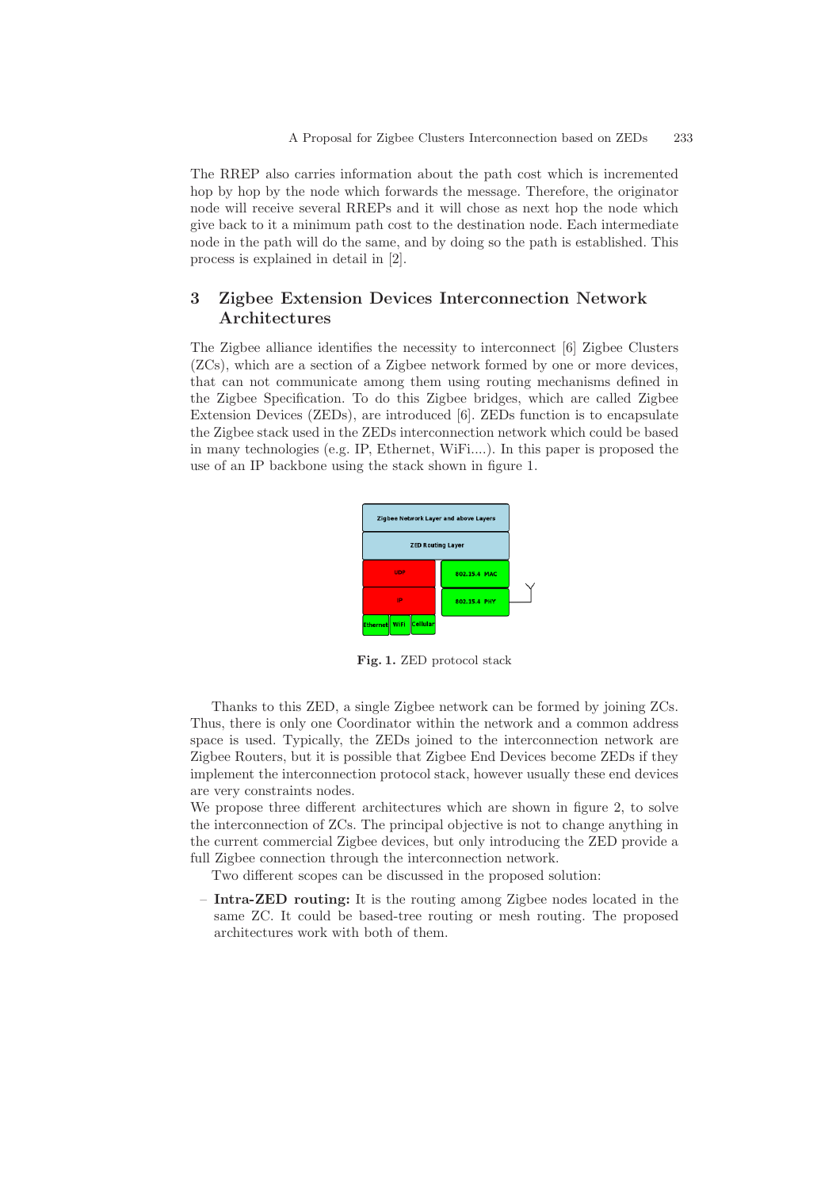The RREP also carries information about the path cost which is incremented hop by hop by the node which forwards the message. Therefore, the originator node will receive several RREPs and it will chose as next hop the node which give back to it a minimum path cost to the destination node. Each intermediate node in the path will do the same, and by doing so the path is established. This process is explained in detail in [2].

## 3 Zigbee Extension Devices Interconnection Network Architectures

The Zigbee alliance identifies the necessity to interconnect [6] Zigbee Clusters (ZCs), which are a section of a Zigbee network formed by one or more devices, that can not communicate among them using routing mechanisms defined in the Zigbee Specification. To do this Zigbee bridges, which are called Zigbee Extension Devices (ZEDs), are introduced [6]. ZEDs function is to encapsulate the Zigbee stack used in the ZEDs interconnection network which could be based in many technologies (e.g. IP, Ethernet, WiFi....). In this paper is proposed the use of an IP backbone using the stack shown in figure 1.

**Fig. 1.** ZED protocol stack

Thanks to this ZED, a single Zigbee network can be formed by joining ZCs. Thus, there is only one Coordinator within the network and a common address space is used. Typically, the ZEDs joined to the interconnection network are Zigbee Routers, but it is possible that Zigbee End Devices become ZEDs if they implement the interconnection protocol stack, however usually these end devices are very constraints nodes.

We propose three different architectures which are shown in figure 2, to solve the interconnection of ZCs. The principal objective is not to change anything in the current commercial Zigbee devices, but only introducing the ZED provide a full Zigbee connection through the interconnection network.

Two different scopes can be discussed in the proposed solution:

- **Intra-ZED routing:** It is the routing among Zigbee nodes located in the same ZC. It could be based-tree routing or mesh routing. The proposed architectures work with both of them.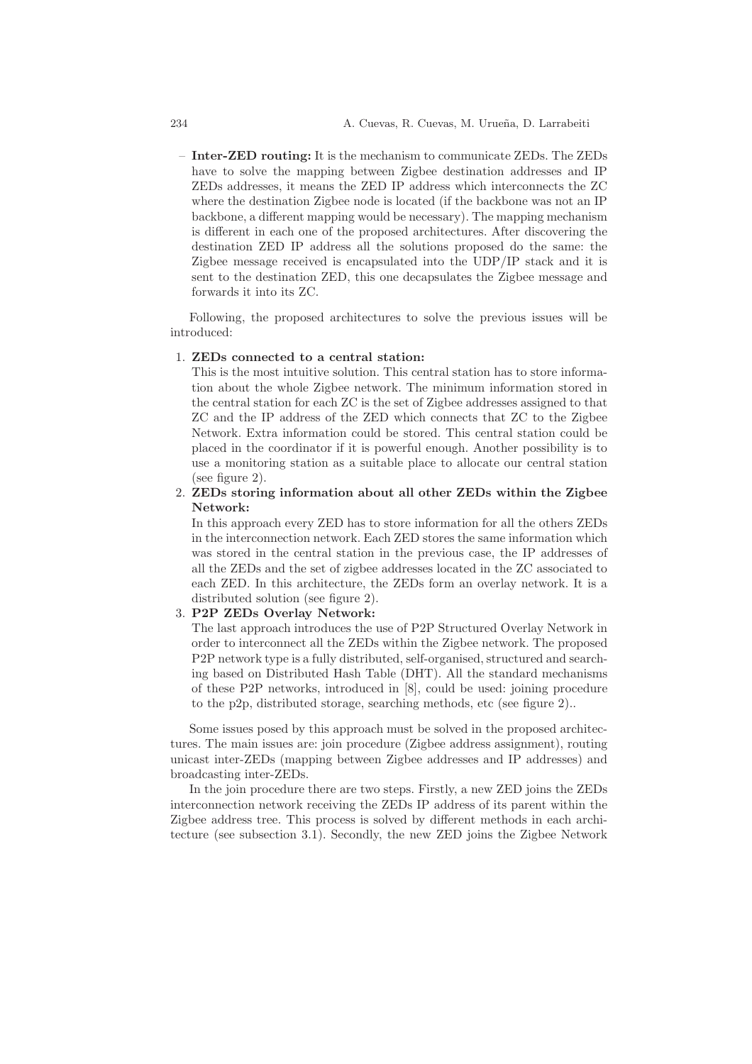– **Inter-ZED routing:** It is the mechanism to communicate ZEDs. The ZEDs have to solve the mapping between Zigbee destination addresses and IP ZEDs addresses, it means the ZED IP address which interconnects the ZC where the destination Zigbee node is located (if the backbone was not an IP backbone, a different mapping would be necessary). The mapping mechanism is different in each one of the proposed architectures. After discovering the destination ZED IP address all the solutions proposed do the same: the Zigbee message received is encapsulated into the UDP/IP stack and it is sent to the destination ZED, this one decapsulates the Zigbee message and forwards it into its ZC.

Following, the proposed architectures to solve the previous issues will be introduced:

1. **ZEDs connected to a central station:**
   This is the most intuitive solution. This central station has to store information about the whole Zigbee network. The minimum information stored in the central station for each ZC is the set of Zigbee addresses assigned to that ZC and the IP address of the ZED which connects that ZC to the Zigbee Network. Extra information could be stored. This central station could be placed in the coordinator if it is powerful enough. Another possibility is to use a monitoring station as a suitable place to allocate our central station (see figure 2).
2. **ZEDs storing information about all other ZEDs within the Zigbee Network:**
   In this approach every ZED has to store information for all the others ZEDs in the interconnection network. Each ZED stores the same information which was stored in the central station in the previous case, the IP addresses of all the ZEDs and the set of zigbee addresses located in the ZC associated to each ZED. In this architecture, the ZEDs form an overlay network. It is a distributed solution (see figure 2).
3. **P2P ZEDs Overlay Network:**
   The last approach introduces the use of P2P Structured Overlay Network in order to interconnect all the ZEDs within the Zigbee network. The proposed P2P network type is a fully distributed, self-organised, structured and searching based on Distributed Hash Table (DHT). All the standard mechanisms of these P2P networks, introduced in [8], could be used: joining procedure to the p2p, distributed storage, searching methods, etc (see figure 2)..

Some issues posed by this approach must be solved in the proposed architectures. The main issues are: join procedure (Zigbee address assignment), routing unicast inter-ZEDs (mapping between Zigbee addresses and IP addresses) and broadcasting inter-ZEDs.

In the join procedure there are two steps. Firstly, a new ZED joins the ZEDs interconnection network receiving the ZEDs IP address of its parent within the Zigbee address tree. This process is solved by different methods in each architecture (see subsection 3.1). Secondly, the new ZED joins the Zigbee Network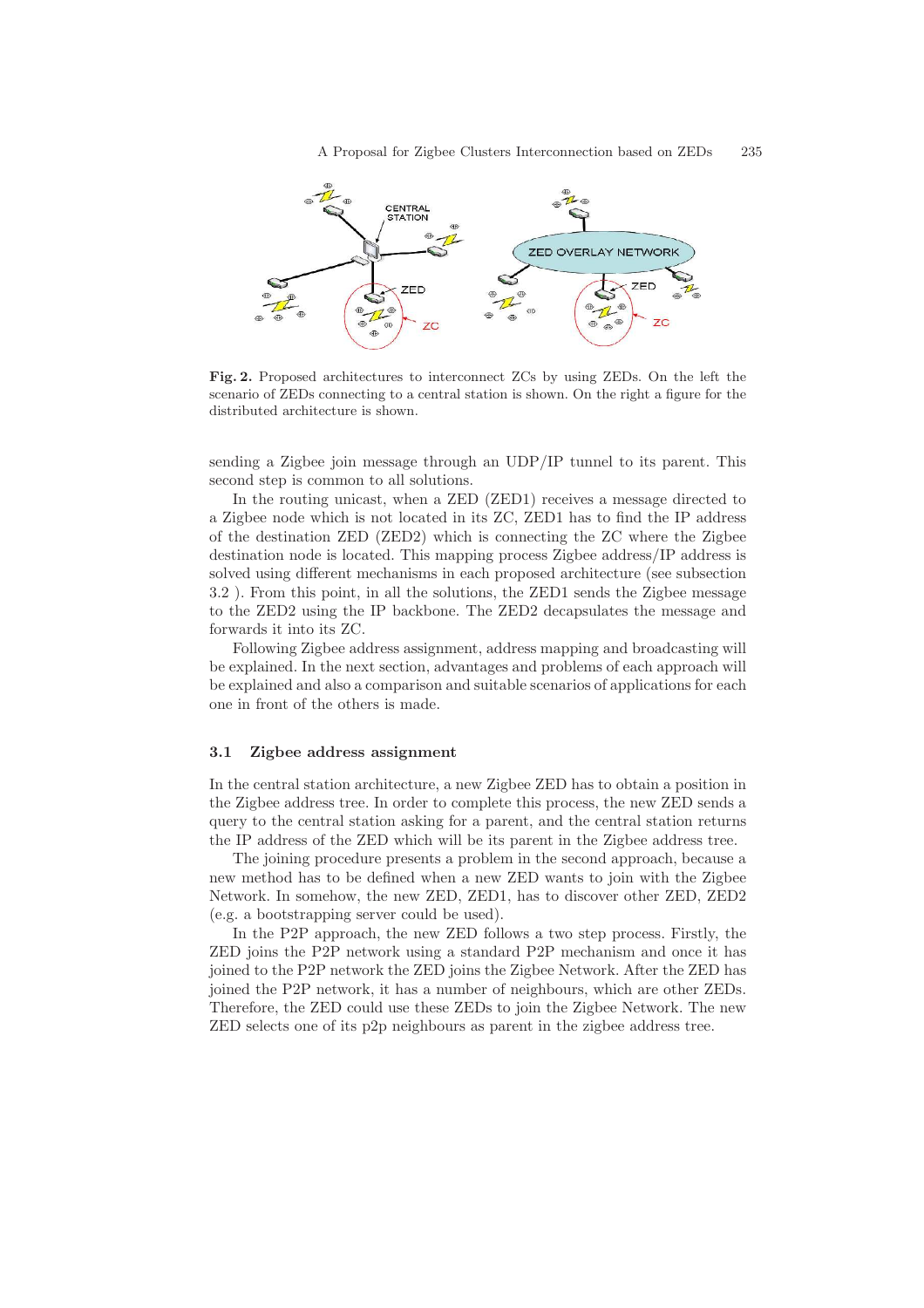**Fig. 2.** Proposed architectures to interconnect ZCs by using ZEDs. On the left the scenario of ZEDs connecting to a central station is shown. On the right a figure for the distributed architecture is shown.

sending a Zigbee join message through an UDP/IP tunnel to its parent. This second step is common to all solutions.

In the routing unicast, when a ZED (ZED1) receives a message directed to a Zigbee node which is not located in its ZC, ZED1 has to find the IP address of the destination ZED (ZED2) which is connecting the ZC where the Zigbee destination node is located. This mapping process Zigbee address/IP address is solved using different mechanisms in each proposed architecture (see subsection 3.2 ). From this point, in all the solutions, the ZED1 sends the Zigbee message to the ZED2 using the IP backbone. The ZED2 decapsulates the message and forwards it into its ZC.

Following Zigbee address assignment, address mapping and broadcasting will be explained. In the next section, advantages and problems of each approach will be explained and also a comparison and suitable scenarios of applications for each one in front of the others is made.

### 3.1 Zigbee address assignment

In the central station architecture, a new Zigbee ZED has to obtain a position in the Zigbee address tree. In order to complete this process, the new ZED sends a query to the central station asking for a parent, and the central station returns the IP address of the ZED which will be its parent in the Zigbee address tree.

The joining procedure presents a problem in the second approach, because a new method has to be defined when a new ZED wants to join with the Zigbee Network. In somehow, the new ZED, ZED1, has to discover other ZED, ZED2 (e.g. a bootstrapping server could be used).

In the P2P approach, the new ZED follows a two step process. Firstly, the ZED joins the P2P network using a standard P2P mechanism and once it has joined to the P2P network the ZED joins the Zigbee Network. After the ZED has joined the P2P network, it has a number of neighbours, which are other ZEDs. Therefore, the ZED could use these ZEDs to join the Zigbee Network. The new ZED selects one of its p2p neighbours as parent in the zigbee address tree.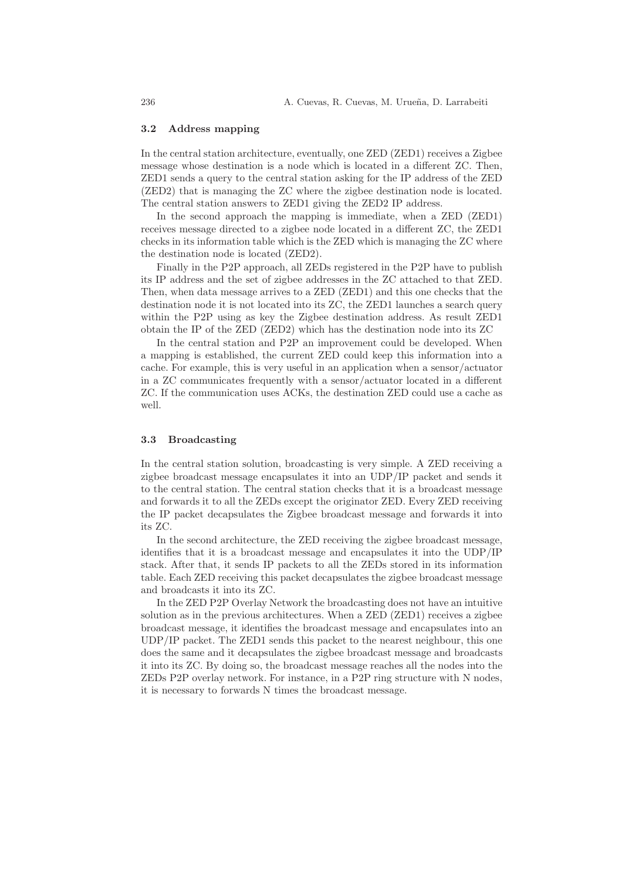### 3.2 Address mapping

In the central station architecture, eventually, one ZED (ZED1) receives a Zigbee message whose destination is a node which is located in a different ZC. Then, ZED1 sends a query to the central station asking for the IP address of the ZED (ZED2) that is managing the ZC where the zigbee destination node is located. The central station answers to ZED1 giving the ZED2 IP address.

In the second approach the mapping is immediate, when a ZED (ZED1) receives message directed to a zigbee node located in a different ZC, the ZED1 checks in its information table which is the ZED which is managing the ZC where the destination node is located (ZED2).

Finally in the P2P approach, all ZEDs registered in the P2P have to publish its IP address and the set of zigbee addresses in the ZC attached to that ZED. Then, when data message arrives to a ZED (ZED1) and this one checks that the destination node it is not located into its ZC, the ZED1 launches a search query within the P2P using as key the Zigbee destination address. As result ZED1 obtain the IP of the ZED (ZED2) which has the destination node into its ZC

In the central station and P2P an improvement could be developed. When a mapping is established, the current ZED could keep this information into a cache. For example, this is very useful in an application when a sensor/actuator in a ZC communicates frequently with a sensor/actuator located in a different ZC. If the communication uses ACKs, the destination ZED could use a cache as well.

### 3.3 Broadcasting

In the central station solution, broadcasting is very simple. A ZED receiving a zigbee broadcast message encapsulates it into an UDP/IP packet and sends it to the central station. The central station checks that it is a broadcast message and forwards it to all the ZEDs except the originator ZED. Every ZED receiving the IP packet decapsulates the Zigbee broadcast message and forwards it into its ZC.

In the second architecture, the ZED receiving the zigbee broadcast message, identifies that it is a broadcast message and encapsulates it into the UDP/IP stack. After that, it sends IP packets to all the ZEDs stored in its information table. Each ZED receiving this packet decapsulates the zigbee broadcast message and broadcasts it into its ZC.

In the ZED P2P Overlay Network the broadcasting does not have an intuitive solution as in the previous architectures. When a ZED (ZED1) receives a zigbee broadcast message, it identifies the broadcast message and encapsulates into an UDP/IP packet. The ZED1 sends this packet to the nearest neighbour, this one does the same and it decapsulates the zigbee broadcast message and broadcasts it into its ZC. By doing so, the broadcast message reaches all the nodes into the ZEDs P2P overlay network. For instance, in a P2P ring structure with N nodes, it is necessary to forwards N times the broadcast message.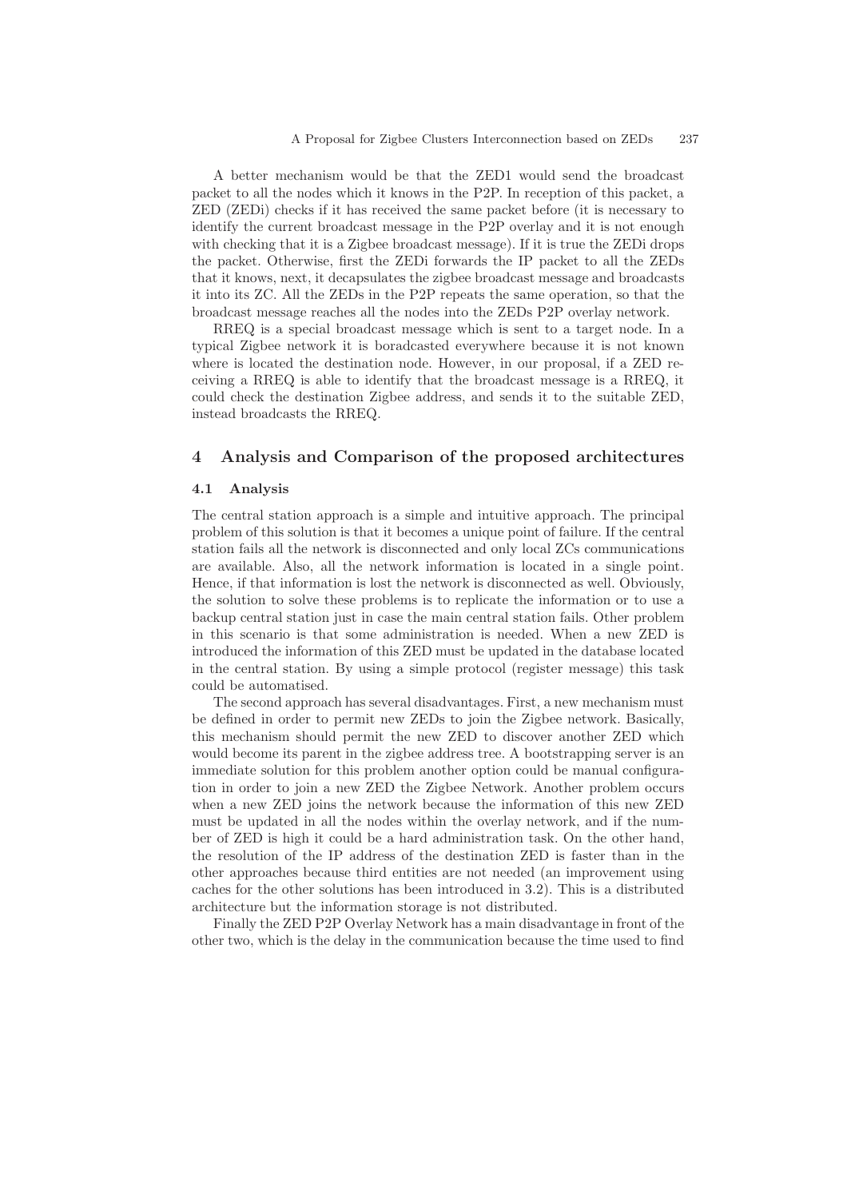A better mechanism would be that the ZED1 would send the broadcast packet to all the nodes which it knows in the P2P. In reception of this packet, a ZED (ZEDi) checks if it has received the same packet before (it is necessary to identify the current broadcast message in the P2P overlay and it is not enough with checking that it is a Zigbee broadcast message). If it is true the ZEDi drops the packet. Otherwise, first the ZEDi forwards the IP packet to all the ZEDs that it knows, next, it decapsulates the zigbee broadcast message and broadcasts it into its ZC. All the ZEDs in the P2P repeats the same operation, so that the broadcast message reaches all the nodes into the ZEDs P2P overlay network.

RREQ is a special broadcast message which is sent to a target node. In a typical Zigbee network it is boradcasted everywhere because it is not known where is located the destination node. However, in our proposal, if a ZED receiving a RREQ is able to identify that the broadcast message is a RREQ, it could check the destination Zigbee address, and sends it to the suitable ZED, instead broadcasts the RREQ.

## 4 Analysis and Comparison of the proposed architectures

### 4.1 Analysis

The central station approach is a simple and intuitive approach. The principal problem of this solution is that it becomes a unique point of failure. If the central station fails all the network is disconnected and only local ZCs communications are available. Also, all the network information is located in a single point. Hence, if that information is lost the network is disconnected as well. Obviously, the solution to solve these problems is to replicate the information or to use a backup central station just in case the main central station fails. Other problem in this scenario is that some administration is needed. When a new ZED is introduced the information of this ZED must be updated in the database located in the central station. By using a simple protocol (register message) this task could be automatised.

The second approach has several disadvantages. First, a new mechanism must be defined in order to permit new ZEDs to join the Zigbee network. Basically, this mechanism should permit the new ZED to discover another ZED which would become its parent in the zigbee address tree. A bootstrapping server is an immediate solution for this problem another option could be manual configuration in order to join a new ZED the Zigbee Network. Another problem occurs when a new ZED joins the network because the information of this new ZED must be updated in all the nodes within the overlay network, and if the number of ZED is high it could be a hard administration task. On the other hand, the resolution of the IP address of the destination ZED is faster than in the other approaches because third entities are not needed (an improvement using caches for the other solutions has been introduced in 3.2). This is a distributed architecture but the information storage is not distributed.

Finally the ZED P2P Overlay Network has a main disadvantage in front of the other two, which is the delay in the communication because the time used to find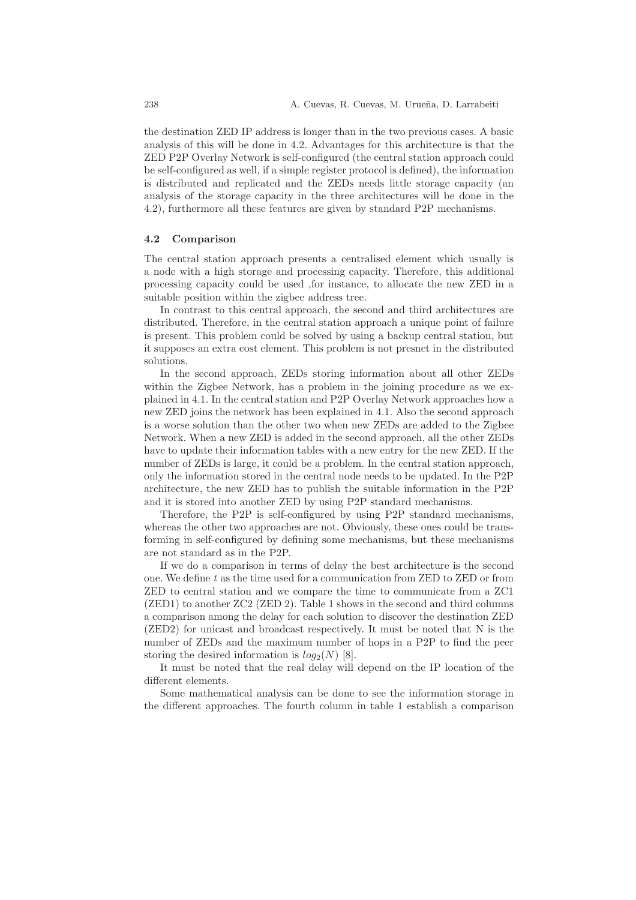the destination ZED IP address is longer than in the two previous cases. A basic analysis of this will be done in 4.2. Advantages for this architecture is that the ZED P2P Overlay Network is self-configured (the central station approach could be self-configured as well, if a simple register protocol is defined), the information is distributed and replicated and the ZEDs needs little storage capacity (an analysis of the storage capacity in the three architectures will be done in the 4.2), furthermore all these features are given by standard P2P mechanisms.

### 4.2 Comparison

The central station approach presents a centralised element which usually is a node with a high storage and processing capacity. Therefore, this additional processing capacity could be used ,for instance, to allocate the new ZED in a suitable position within the zigbee address tree.

In contrast to this central approach, the second and third architectures are distributed. Therefore, in the central station approach a unique point of failure is present. This problem could be solved by using a backup central station, but it supposes an extra cost element. This problem is not presnet in the distributed solutions.

In the second approach, ZEDs storing information about all other ZEDs within the Zigbee Network, has a problem in the joining procedure as we explained in 4.1. In the central station and P2P Overlay Network approaches how a new ZED joins the network has been explained in 4.1. Also the second approach is a worse solution than the other two when new ZEDs are added to the Zigbee Network. When a new ZED is added in the second approach, all the other ZEDs have to update their information tables with a new entry for the new ZED. If the number of ZEDs is large, it could be a problem. In the central station approach, only the information stored in the central node needs to be updated. In the P2P architecture, the new ZED has to publish the suitable information in the P2P and it is stored into another ZED by using P2P standard mechanisms.

Therefore, the P2P is self-configured by using P2P standard mechanisms, whereas the other two approaches are not. Obviously, these ones could be transforming in self-configured by defining some mechanisms, but these mechanisms are not standard as in the P2P.

If we do a comparison in terms of delay the best architecture is the second one. We define $t$ as the time used for a communication from ZED to ZED or from ZED to central station and we compare the time to communicate from a ZC1 (ZED1) to another ZC2 (ZED 2). Table 1 shows in the second and third columns a comparison among the delay for each solution to discover the destination ZED (ZED2) for unicast and broadcast respectively. It must be noted that N is the number of ZEDs and the maximum number of hops in a P2P to find the peer storing the desired information is $log_2(N)$ [8].

It must be noted that the real delay will depend on the IP location of the different elements.

Some mathematical analysis can be done to see the information storage in the different approaches. The fourth column in table 1 establish a comparison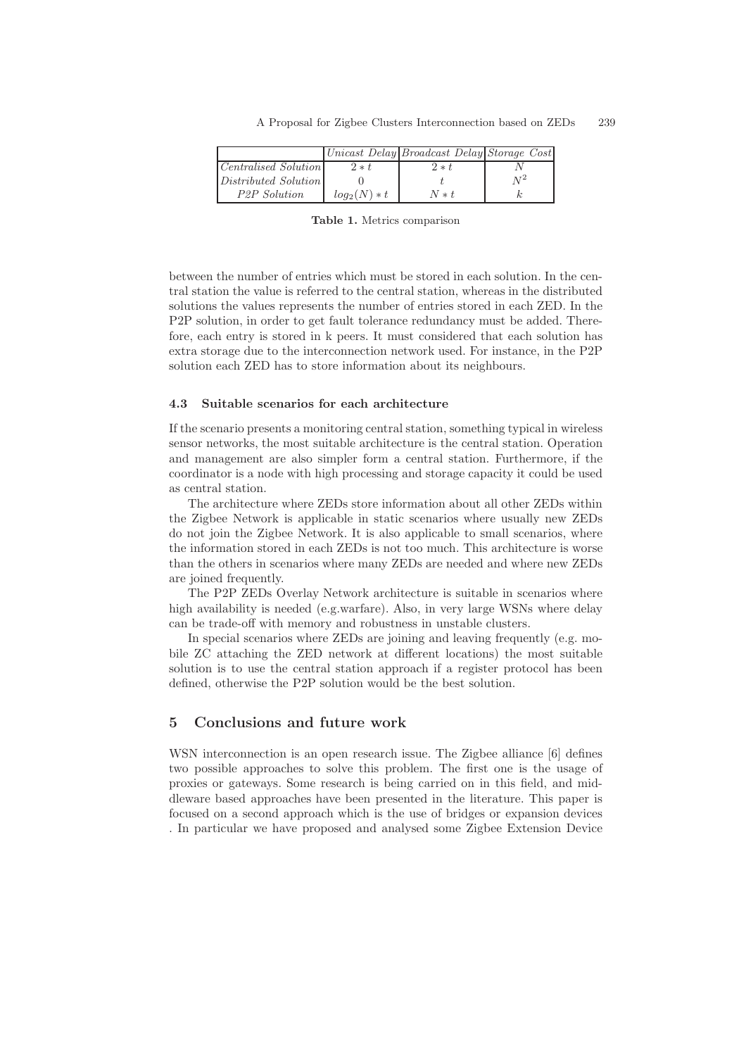| | *Unicast Delay* | *Broadcast Delay* | *Storage Cost* |
|---|---|---|---|
| *Centralised Solution* | $2 * t$ | $2 * t$ | $N$ |
| *Distributed Solution* | 0 | $t$ | $N^2$ |
| *P2P Solution* | $log_2(N) * t$ | $N * t$ | $k$ |

**Table 1.** Metrics comparison

between the number of entries which must be stored in each solution. In the central station the value is referred to the central station, whereas in the distributed solutions the values represents the number of entries stored in each ZED. In the P2P solution, in order to get fault tolerance redundancy must be added. Therefore, each entry is stored in k peers. It must considered that each solution has extra storage due to the interconnection network used. For instance, in the P2P solution each ZED has to store information about its neighbours.

### 4.3 Suitable scenarios for each architecture

If the scenario presents a monitoring central station, something typical in wireless sensor networks, the most suitable architecture is the central station. Operation and management are also simpler form a central station. Furthermore, if the coordinator is a node with high processing and storage capacity it could be used as central station.

The architecture where ZEDs store information about all other ZEDs within the Zigbee Network is applicable in static scenarios where usually new ZEDs do not join the Zigbee Network. It is also applicable to small scenarios, where the information stored in each ZEDs is not too much. This architecture is worse than the others in scenarios where many ZEDs are needed and where new ZEDs are joined frequently.

The P2P ZEDs Overlay Network architecture is suitable in scenarios where high availability is needed (e.g.warfare). Also, in very large WSNs where delay can be trade-off with memory and robustness in unstable clusters.

In special scenarios where ZEDs are joining and leaving frequently (e.g. mobile ZC attaching the ZED network at different locations) the most suitable solution is to use the central station approach if a register protocol has been defined, otherwise the P2P solution would be the best solution.

## 5 Conclusions and future work

WSN interconnection is an open research issue. The Zigbee alliance [6] defines two possible approaches to solve this problem. The first one is the usage of proxies or gateways. Some research is being carried on in this field, and middleware based approaches have been presented in the literature. This paper is focused on a second approach which is the use of bridges or expansion devices . In particular we have proposed and analysed some Zigbee Extension Device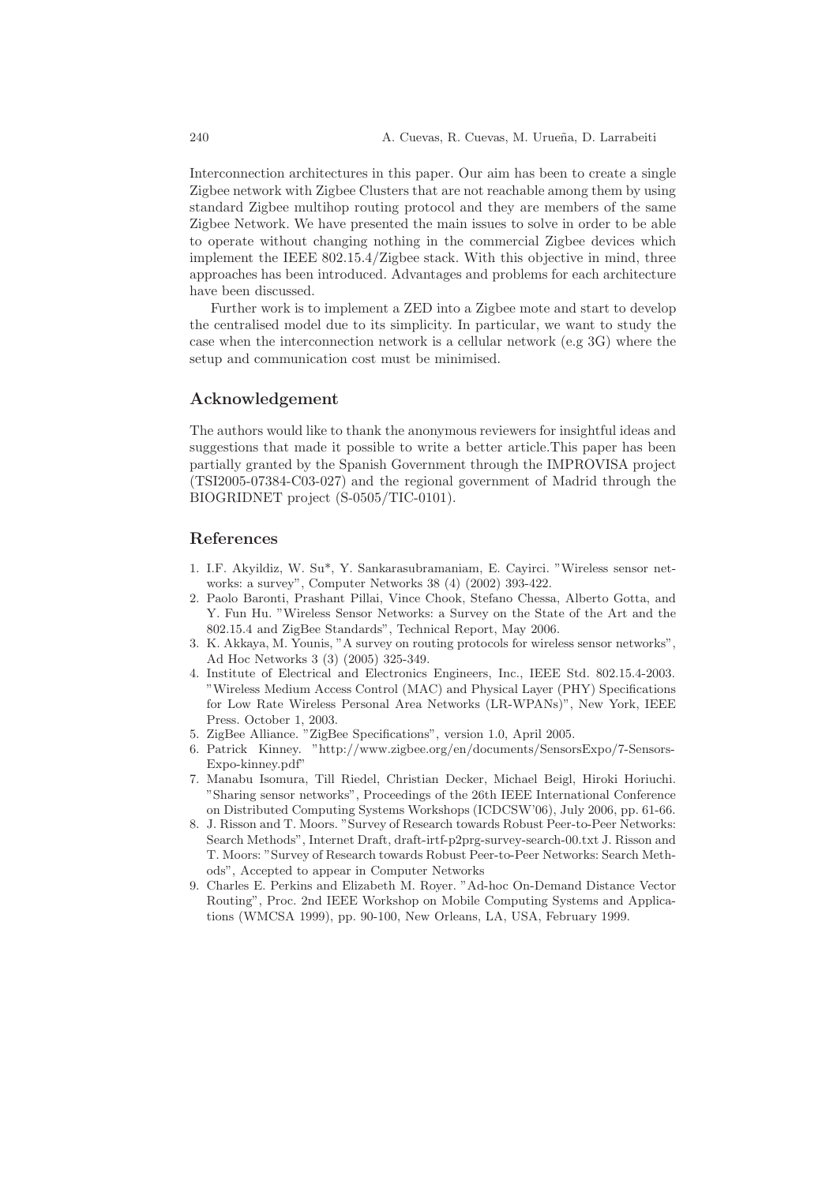Interconnection architectures in this paper. Our aim has been to create a single Zigbee network with Zigbee Clusters that are not reachable among them by using standard Zigbee multihop routing protocol and they are members of the same Zigbee Network. We have presented the main issues to solve in order to be able to operate without changing nothing in the commercial Zigbee devices which implement the IEEE 802.15.4/Zigbee stack. With this objective in mind, three approaches has been introduced. Advantages and problems for each architecture have been discussed.

Further work is to implement a ZED into a Zigbee mote and start to develop the centralised model due to its simplicity. In particular, we want to study the case when the interconnection network is a cellular network (e.g 3G) where the setup and communication cost must be minimised.

## Acknowledgement

The authors would like to thank the anonymous reviewers for insightful ideas and suggestions that made it possible to write a better article.This paper has been partially granted by the Spanish Government through the IMPROVISA project (TSI2005-07384-C03-027) and the regional government of Madrid through the BIOGRIDNET project (S-0505/TIC-0101).

## References

1. I.F. Akyildiz, W. Su*, Y. Sankarasubramaniam, E. Cayirci. "Wireless sensor networks: a survey", Computer Networks 38 (4) (2002) 393-422.
2. Paolo Baronti, Prashant Pillai, Vince Chook, Stefano Chessa, Alberto Gotta, and Y. Fun Hu. "Wireless Sensor Networks: a Survey on the State of the Art and the 802.15.4 and ZigBee Standards", Technical Report, May 2006.
3. K. Akkaya, M. Younis, "A survey on routing protocols for wireless sensor networks", Ad Hoc Networks 3 (3) (2005) 325-349.
4. Institute of Electrical and Electronics Engineers, Inc., IEEE Std. 802.15.4-2003. "Wireless Medium Access Control (MAC) and Physical Layer (PHY) Specifications for Low Rate Wireless Personal Area Networks (LR-WPANs)", New York, IEEE Press. October 1, 2003.
5. ZigBee Alliance. "ZigBee Specifications", version 1.0, April 2005.
6. Patrick Kinney. "http://www.zigbee.org/en/documents/SensorsExpo/7-Sensors-Expo-kinney.pdf"
7. Manabu Isomura, Till Riedel, Christian Decker, Michael Beigl, Hiroki Horiuchi. "Sharing sensor networks", Proceedings of the 26th IEEE International Conference on Distributed Computing Systems Workshops (ICDCSW'06), July 2006, pp. 61-66.
8. J. Risson and T. Moors. "Survey of Research towards Robust Peer-to-Peer Networks: Search Methods", Internet Draft, draft-irtf-p2prg-survey-search-00.txt J. Risson and T. Moors: "Survey of Research towards Robust Peer-to-Peer Networks: Search Methods", Accepted to appear in Computer Networks
9. Charles E. Perkins and Elizabeth M. Royer. "Ad-hoc On-Demand Distance Vector Routing", Proc. 2nd IEEE Workshop on Mobile Computing Systems and Applications (WMCSA 1999), pp. 90-100, New Orleans, LA, USA, February 1999.